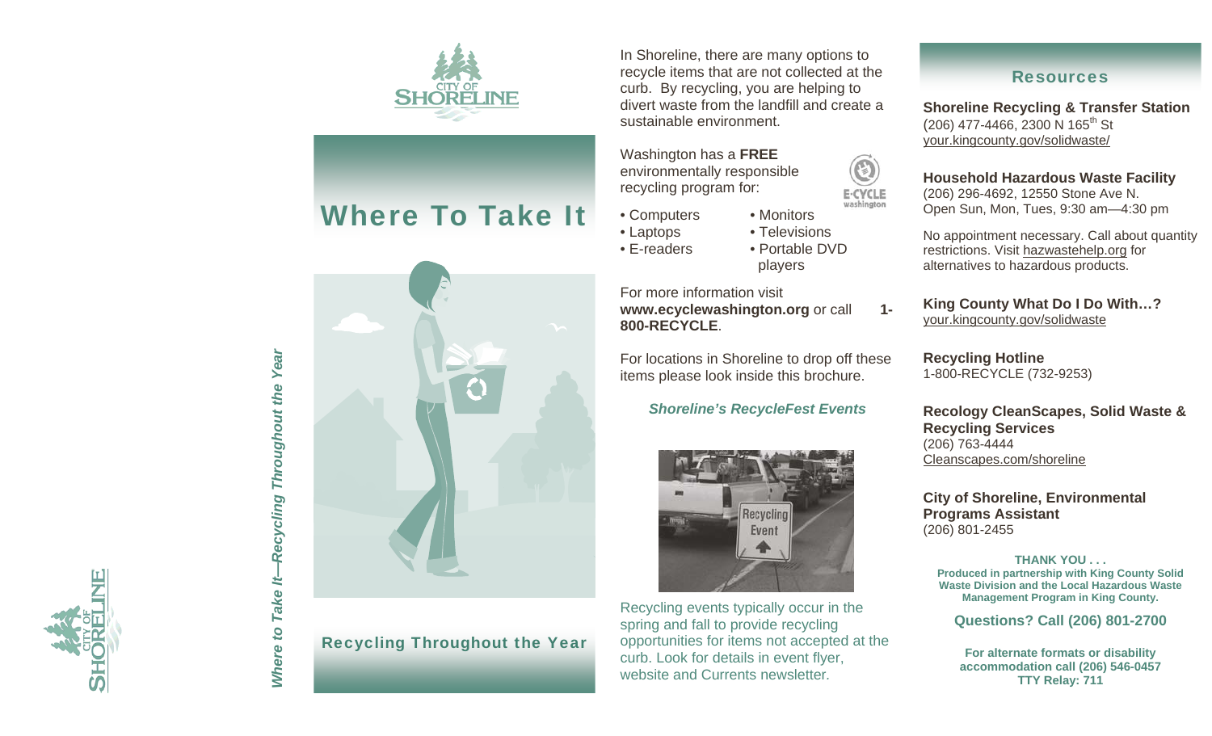CITY OF SHORELINE

# Where To Take It

## Recycling Throughout the Year

*Where to Take It—Recycling Throughout the Year*

In Shoreline, there are many options to recycle items that are not collected at the curb. By recycling, you are helping to divert waste from the landfill and create a sustainable environment.

Washington has a **FREE** environmentally responsible recycling program for:

- Computers
- Laptops
- E-readers
- Monitors
- Televisions
- Portable DVD players

E-CYCLE washington

For more information visit **www.ecyclewashington.org** or call **1-800-RECYCLE**.

For locations in Shoreline to drop off these items please look inside this brochure.

### *Shoreline's RecycleFest Events*

Recycling events typically occur in the spring and fall to provide recycling opportunities for items not accepted at the curb. Look for details in event flyer, website and Currents newsletter.

## Resources

**Shoreline Recycling & Transfer Station**
(206) 477-4466, 2300 N 165th St
your.kingcounty.gov/solidwaste/

**Household Hazardous Waste Facility**
(206) 296-4692, 12550 Stone Ave N.
Open Sun, Mon, Tues, 9:30 am—4:30 pm

No appointment necessary. Call about quantity restrictions. Visit hazwastehelp.org for alternatives to hazardous products.

**King County What Do I Do With…?**
your.kingcounty.gov/solidwaste

**Recycling Hotline**
1-800-RECYCLE (732-9253)

**Recology CleanScapes, Solid Waste & Recycling Services**
(206) 763-4444
Cleanscapes.com/shoreline

**City of Shoreline, Environmental Programs Assistant**
(206) 801-2455

**THANK YOU . . .**
**Produced in partnership with King County Solid Waste Division and the Local Hazardous Waste Management Program in King County.**

**Questions? Call (206) 801-2700**

**For alternate formats or disability accommodation call (206) 546-0457**
**TTY Relay: 711**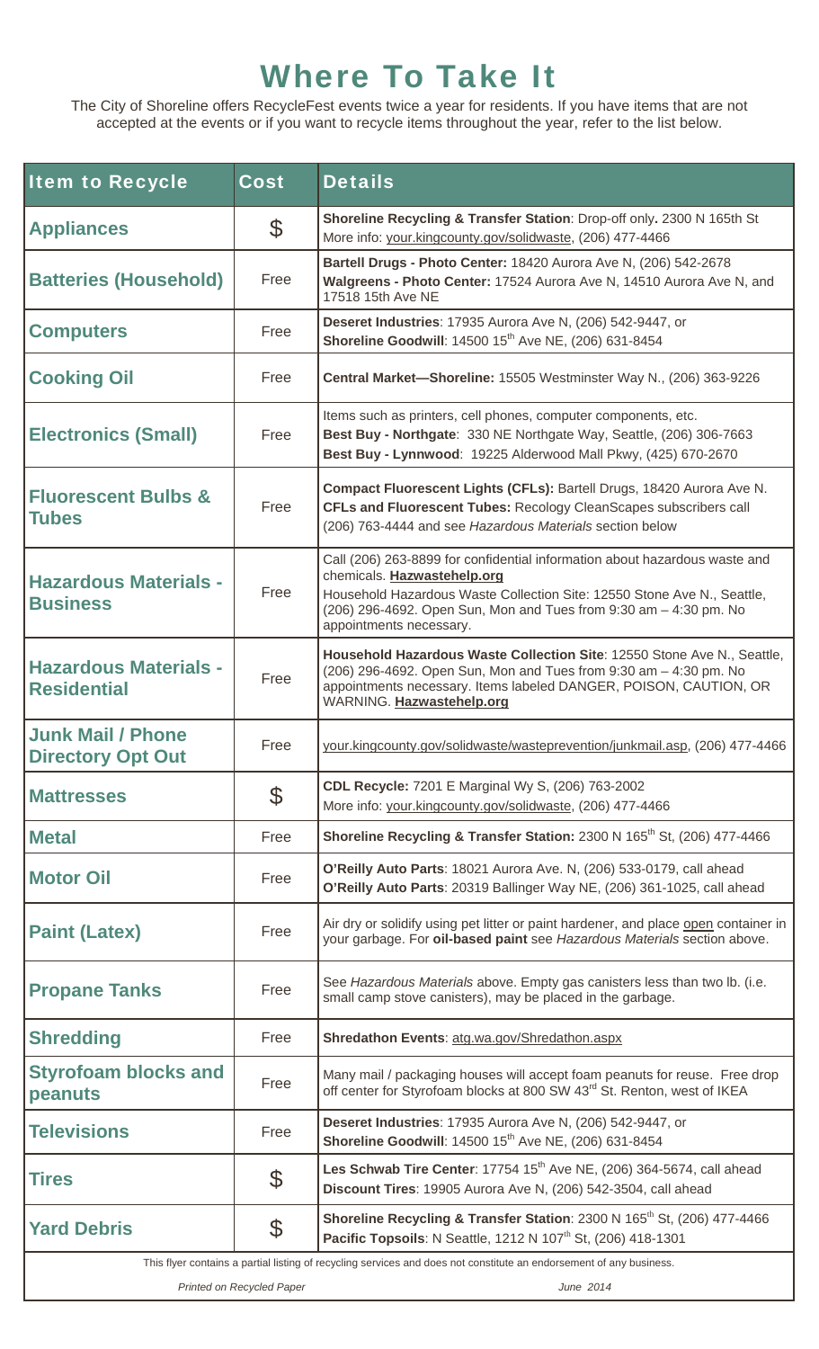# Where To Take It

The City of Shoreline offers RecycleFest events twice a year for residents. If you have items that are not accepted at the events or if you want to recycle items throughout the year, refer to the list below.

| Item to Recycle | Cost | Details |
|---|---|---|
| **Appliances** | $ | **Shoreline Recycling & Transfer Station**: Drop-off only**.** 2300 N 165th St<br>More info: your.kingcounty.gov/solidwaste, (206) 477-4466 |
| **Batteries (Household)** | Free | **Bartell Drugs - Photo Center:** 18420 Aurora Ave N, (206) 542-2678<br>**Walgreens - Photo Center:** 17524 Aurora Ave N, 14510 Aurora Ave N, and 17518 15th Ave NE |
| **Computers** | Free | **Deseret Industries**: 17935 Aurora Ave N, (206) 542-9447, or<br>**Shoreline Goodwill**: 14500 15th Ave NE, (206) 631-8454 |
| **Cooking Oil** | Free | **Central Market—Shoreline:** 15505 Westminster Way N., (206) 363-9226 |
| **Electronics (Small)** | Free | Items such as printers, cell phones, computer components, etc.<br>**Best Buy - Northgate**: 330 NE Northgate Way, Seattle, (206) 306-7663<br>**Best Buy - Lynnwood**: 19225 Alderwood Mall Pkwy, (425) 670-2670 |
| **Fluorescent Bulbs & Tubes** | Free | **Compact Fluorescent Lights (CFLs):** Bartell Drugs, 18420 Aurora Ave N.<br>**CFLs and Fluorescent Tubes:** Recology CleanScapes subscribers call (206) 763-4444 and see *Hazardous Materials* section below |
| **Hazardous Materials - Business** | Free | Call (206) 263-8899 for confidential information about hazardous waste and chemicals. **Hazwastehelp.org**<br>Household Hazardous Waste Collection Site: 12550 Stone Ave N., Seattle, (206) 296-4692. Open Sun, Mon and Tues from 9:30 am – 4:30 pm. No appointments necessary. |
| **Hazardous Materials - Residential** | Free | **Household Hazardous Waste Collection Site**: 12550 Stone Ave N., Seattle, (206) 296-4692. Open Sun, Mon and Tues from 9:30 am – 4:30 pm. No appointments necessary. Items labeled DANGER, POISON, CAUTION, OR WARNING. **Hazwastehelp.org** |
| **Junk Mail / Phone Directory Opt Out** | Free | your.kingcounty.gov/solidwaste/wasteprevention/junkmail.asp, (206) 477-4466 |
| **Mattresses** | $ | **CDL Recycle:** 7201 E Marginal Wy S, (206) 763-2002<br>More info: your.kingcounty.gov/solidwaste, (206) 477-4466 |
| **Metal** | Free | **Shoreline Recycling & Transfer Station:** 2300 N 165th St, (206) 477-4466 |
| **Motor Oil** | Free | **O'Reilly Auto Parts**: 18021 Aurora Ave. N, (206) 533-0179, call ahead<br>**O'Reilly Auto Parts**: 20319 Ballinger Way NE, (206) 361-1025, call ahead |
| **Paint (Latex)** | Free | Air dry or solidify using pet litter or paint hardener, and place open container in your garbage. For **oil-based paint** see *Hazardous Materials* section above. |
| **Propane Tanks** | Free | See *Hazardous Materials* above. Empty gas canisters less than two lb. (i.e. small camp stove canisters), may be placed in the garbage. |
| **Shredding** | Free | **Shredathon Events**: atg.wa.gov/Shredathon.aspx |
| **Styrofoam blocks and peanuts** | Free | Many mail / packaging houses will accept foam peanuts for reuse. Free drop off center for Styrofoam blocks at 800 SW 43rd St. Renton, west of IKEA |
| **Televisions** | Free | **Deseret Industries**: 17935 Aurora Ave N, (206) 542-9447, or<br>**Shoreline Goodwill**: 14500 15th Ave NE, (206) 631-8454 |
| **Tires** | $ | **Les Schwab Tire Center**: 17754 15th Ave NE, (206) 364-5674, call ahead<br>**Discount Tires**: 19905 Aurora Ave N, (206) 542-3504, call ahead |
| **Yard Debris** | $ | **Shoreline Recycling & Transfer Station**: 2300 N 165th St, (206) 477-4466<br>**Pacific Topsoils**: N Seattle, 1212 N 107th St, (206) 418-1301 |

This flyer contains a partial listing of recycling services and does not constitute an endorsement of any business.

*Printed on Recycled Paper*

*June 2014*